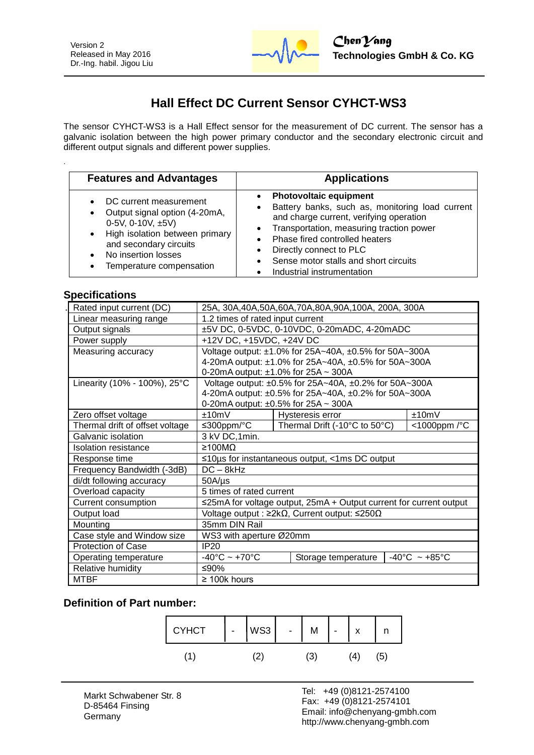Version 2
Released in May 2016
Dr.-Ing. habil. Jigou Liu

**ChenYang Technologies GmbH & Co. KG**

# Hall Effect DC Current Sensor CYHCT-WS3

The sensor CYHCT-WS3 is a Hall Effect sensor for the measurement of DC current. The sensor has a galvanic isolation between the high power primary conductor and the secondary electronic circuit and different output signals and different power supplies.

| Features and Advantages | Applications |
|---|---|
| • DC current measurement<br>• Output signal option (4-20mA, 0-5V, 0-10V, ±5V)<br>• High isolation between primary and secondary circuits<br>• No insertion losses<br>• Temperature compensation | • **Photovoltaic equipment**<br>• Battery banks, such as, monitoring load current and charge current, verifying operation<br>• Transportation, measuring traction power<br>• Phase fired controlled heaters<br>• Directly connect to PLC<br>• Sense motor stalls and short circuits<br>• Industrial instrumentation |

## Specifications

| Parameter | Value | | |
|---|---|---|---|
| Rated input current (DC) | 25A, 30A,40A,50A,60A,70A,80A,90A,100A, 200A, 300A | | |
| Linear measuring range | 1.2 times of rated input current | | |
| Output signals | ±5V DC, 0-5VDC, 0-10VDC, 0-20mADC, 4-20mADC | | |
| Power supply | +12V DC, +15VDC, +24V DC | | |
| Measuring accuracy | Voltage output: ±1.0% for 25A~40A, ±0.5% for 50A~300A<br>4-20mA output: ±1.0% for 25A~40A, ±0.5% for 50A~300A<br>0-20mA output: ±1.0% for 25A ~ 300A | | |
| Linearity (10% - 100%), 25°C | Voltage output: ±0.5% for 25A~40A, ±0.2% for 50A~300A<br>4-20mA output: ±0.5% for 25A~40A, ±0.2% for 50A~300A<br>0-20mA output: ±0.5% for 25A ~ 300A | | |
| Zero offset voltage | ±10mV | Hysteresis error | ±10mV |
| Thermal drift of offset voltage | ≤300ppm/°C | Thermal Drift (-10°C to 50°C) | <1000ppm /°C |
| Galvanic isolation | 3 kV DC,1min. | | |
| Isolation resistance | ≥100MΩ | | |
| Response time | ≤10µs for instantaneous output, <1ms DC output | | |
| Frequency Bandwidth (-3dB) | DC – 8kHz | | |
| di/dt following accuracy | 50A/µs | | |
| Overload capacity | 5 times of rated current | | |
| Current consumption | ≤25mA for voltage output, 25mA + Output current for current output | | |
| Output load | Voltage output : ≥2kΩ, Current output: ≤250Ω | | |
| Mounting | 35mm DIN Rail | | |
| Case style and Window size | WS3 with aperture Ø20mm | | |
| Protection of Case | IP20 | | |
| Operating temperature | -40°C ~ +70°C | Storage temperature | -40°C ~ +85°C |
| Relative humidity | ≤90% | | |
| MTBF | ≥ 100k hours | | |

### Definition of Part number:

| CYHCT | - | WS3 | - | M | - | x | n |
|---|---|---|---|---|---|---|---|
| (1) | | (2) | | (3) | | (4) | (5) |

Markt Schwabener Str. 8
D-85464 Finsing
Germany

Tel: +49 (0)8121-2574100
Fax: +49 (0)8121-2574101
Email: info@chenyang-gmbh.com
http://www.chenyang-gmbh.com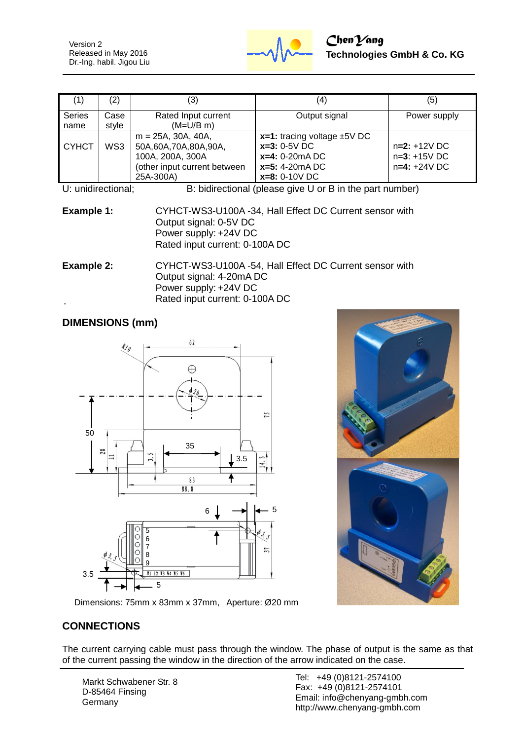| (1) | (2) | (3) | (4) | (5) |
|---|---|---|---|---|
| Series name | Case style | Rated Input current (M=U/B m) | Output signal | Power supply |
| CYHCT | WS3 | m = 25A, 30A, 40A, 50A,60A,70A,80A,90A, 100A, 200A, 300A (other input current between 25A-300A) | **x=1:** tracing voltage ±5V DC<br>**x=3:** 0-5V DC<br>**x=4:** 0-20mA DC<br>**x=5:** 4-20mA DC<br>**x=8:** 0-10V DC | n=**2:** +12V DC<br>n=**3**: +15V DC<br>n=**4:** +24V DC |

U: unidirectional; B: bidirectional (please give U or B in the part number)

**Example 1:** CYHCT-WS3-U100A -34, Hall Effect DC Current sensor with
Output signal: 0-5V DC
Power supply: +24V DC
Rated input current: 0-100A DC

**Example 2:** CYHCT-WS3-U100A -54, Hall Effect DC Current sensor with
Output signal: 4-20mA DC
Power supply: +24V DC
Rated input current: 0-100A DC

## DIMENSIONS (mm)

Dimensions: 75mm x 83mm x 37mm, Aperture: Ø20 mm

## CONNECTIONS

The current carrying cable must pass through the window. The phase of output is the same as that of the current passing the window in the direction of the arrow indicated on the case.

Markt Schwabener Str. 8
D-85464 Finsing
Germany

Tel: +49 (0)8121-2574100
Fax: +49 (0)8121-2574101
Email: info@chenyang-gmbh.com
http://www.chenyang-gmbh.com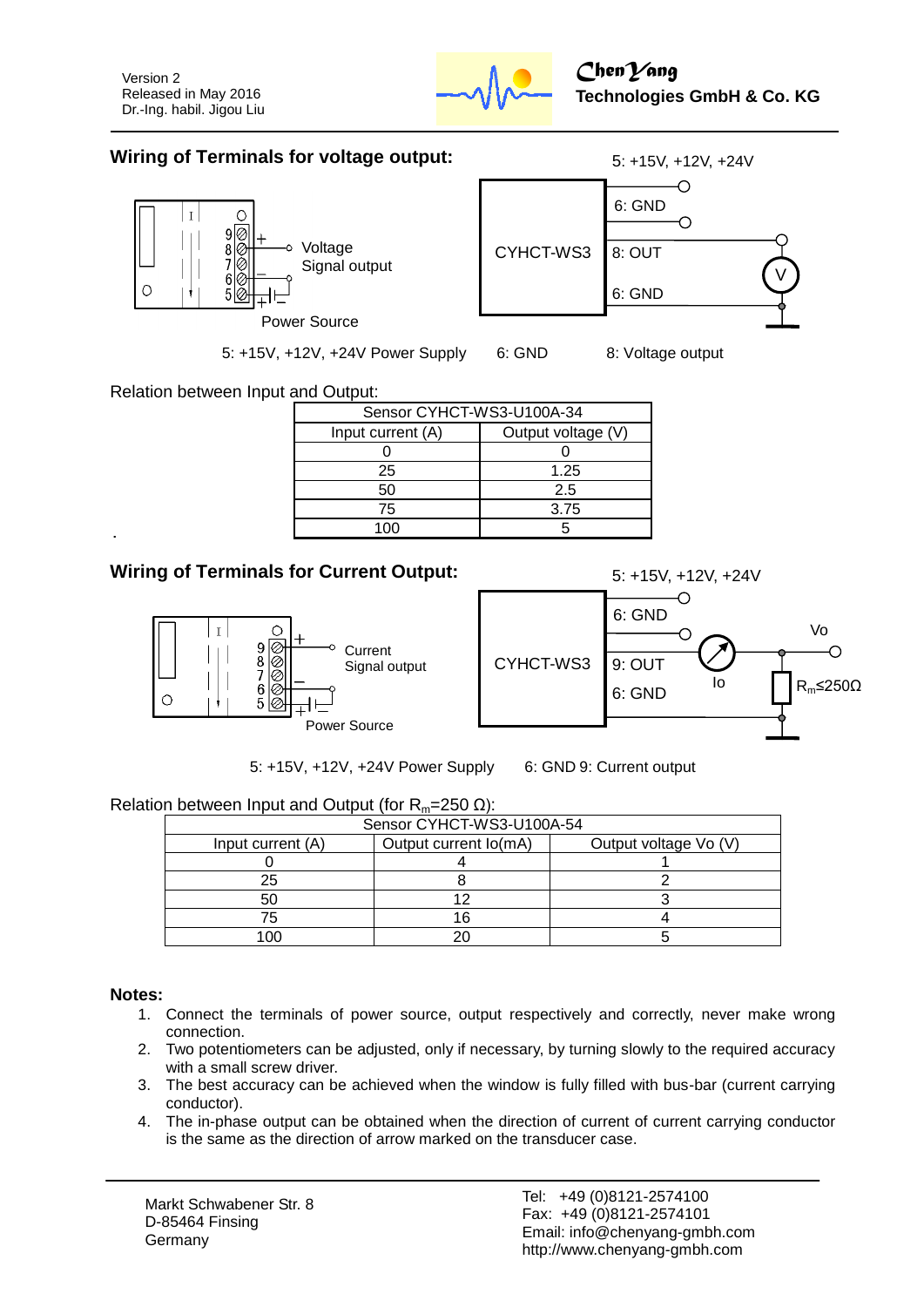## Wiring of Terminals for voltage output:

5: +15V, +12V, +24V

6: GND

CYHCT-WS3

8: OUT

6: GND

V

Voltage Signal output

Power Source

5: +15V, +12V, +24V Power Supply 6: GND 8: Voltage output

Relation between Input and Output:

| Sensor CYHCT-WS3-U100A-34 | |
|---|---|
| Input current (A) | Output voltage (V) |
| 0 | 0 |
| 25 | 1.25 |
| 50 | 2.5 |
| 75 | 3.75 |
| 100 | 5 |

## Wiring of Terminals for Current Output:

5: +15V, +12V, +24V

6: GND

CYHCT-WS3

9: OUT

6: GND

Io

Vo

$R_m \leq 250\Omega$

Current Signal output

Power Source

5: +15V, +12V, +24V Power Supply 6: GND 9: Current output

Relation between Input and Output (for $R_m$=250 Ω):

| Sensor CYHCT-WS3-U100A-54 | | |
|---|---|---|
| Input current (A) | Output current Io(mA) | Output voltage Vo (V) |
| 0 | 4 | 1 |
| 25 | 8 | 2 |
| 50 | 12 | 3 |
| 75 | 16 | 4 |
| 100 | 20 | 5 |

**Notes:**

1. Connect the terminals of power source, output respectively and correctly, never make wrong connection.
2. Two potentiometers can be adjusted, only if necessary, by turning slowly to the required accuracy with a small screw driver.
3. The best accuracy can be achieved when the window is fully filled with bus-bar (current carrying conductor).
4. The in-phase output can be obtained when the direction of current of current carrying conductor is the same as the direction of arrow marked on the transducer case.